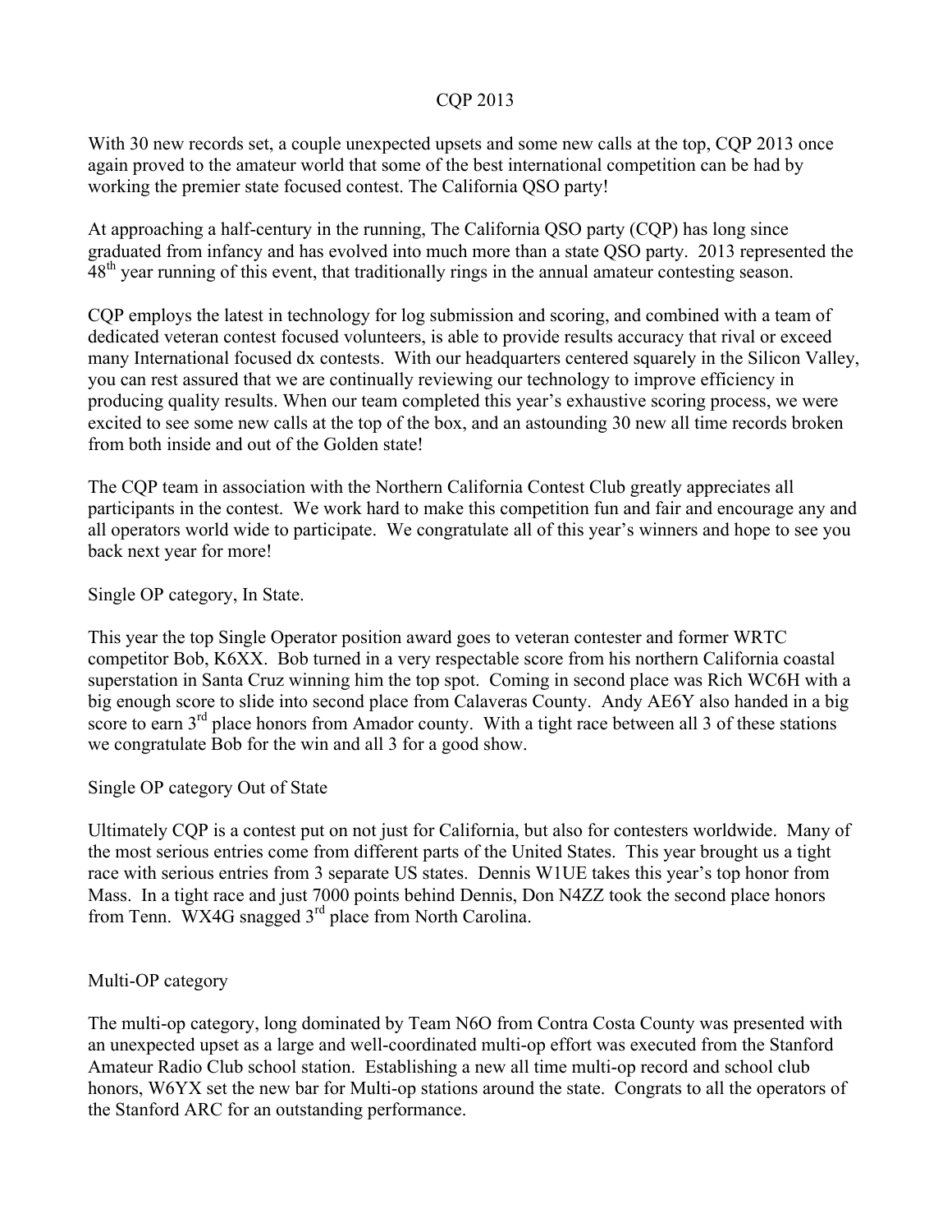# CQP 2013

With 30 new records set, a couple unexpected upsets and some new calls at the top, CQP 2013 once again proved to the amateur world that some of the best international competition can be had by working the premier state focused contest. The California QSO party!

At approaching a half-century in the running, The California QSO party (CQP) has long since graduated from infancy and has evolved into much more than a state QSO party. 2013 represented the 48th year running of this event, that traditionally rings in the annual amateur contesting season.

CQP employs the latest in technology for log submission and scoring, and combined with a team of dedicated veteran contest focused volunteers, is able to provide results accuracy that rival or exceed many International focused dx contests. With our headquarters centered squarely in the Silicon Valley, you can rest assured that we are continually reviewing our technology to improve efficiency in producing quality results. When our team completed this year's exhaustive scoring process, we were excited to see some new calls at the top of the box, and an astounding 30 new all time records broken from both inside and out of the Golden state!

The CQP team in association with the Northern California Contest Club greatly appreciates all participants in the contest. We work hard to make this competition fun and fair and encourage any and all operators world wide to participate. We congratulate all of this year's winners and hope to see you back next year for more!

## Single OP category, In State.

This year the top Single Operator position award goes to veteran contester and former WRTC competitor Bob, K6XX. Bob turned in a very respectable score from his northern California coastal superstation in Santa Cruz winning him the top spot. Coming in second place was Rich WC6H with a big enough score to slide into second place from Calaveras County. Andy AE6Y also handed in a big score to earn 3rd place honors from Amador county. With a tight race between all 3 of these stations we congratulate Bob for the win and all 3 for a good show.

## Single OP category Out of State

Ultimately CQP is a contest put on not just for California, but also for contesters worldwide. Many of the most serious entries come from different parts of the United States. This year brought us a tight race with serious entries from 3 separate US states. Dennis W1UE takes this year's top honor from Mass. In a tight race and just 7000 points behind Dennis, Don N4ZZ took the second place honors from Tenn. WX4G snagged 3rd place from North Carolina.

## Multi-OP category

The multi-op category, long dominated by Team N6O from Contra Costa County was presented with an unexpected upset as a large and well-coordinated multi-op effort was executed from the Stanford Amateur Radio Club school station. Establishing a new all time multi-op record and school club honors, W6YX set the new bar for Multi-op stations around the state. Congrats to all the operators of the Stanford ARC for an outstanding performance.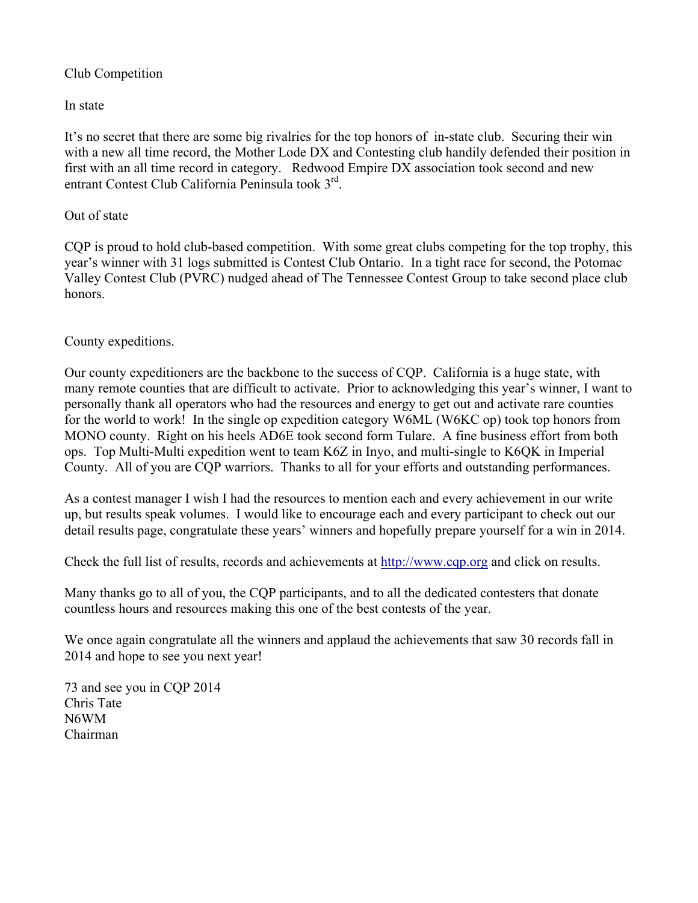## Club Competition

### In state

It's no secret that there are some big rivalries for the top honors of  in-state club.  Securing their win with a new all time record, the Mother Lode DX and Contesting club handily defended their position in first with an all time record in category.   Redwood Empire DX association took second and new entrant Contest Club California Peninsula took 3rd.

### Out of state

CQP is proud to hold club-based competition.  With some great clubs competing for the top trophy, this year's winner with 31 logs submitted is Contest Club Ontario.  In a tight race for second, the Potomac Valley Contest Club (PVRC) nudged ahead of The Tennessee Contest Group to take second place club honors.

## County expeditions.

Our county expeditioners are the backbone to the success of CQP.  California is a huge state, with many remote counties that are difficult to activate.  Prior to acknowledging this year's winner, I want to personally thank all operators who had the resources and energy to get out and activate rare counties for the world to work!  In the single op expedition category W6ML (W6KC op) took top honors from MONO county.  Right on his heels AD6E took second form Tulare.  A fine business effort from both ops.  Top Multi-Multi expedition went to team K6Z in Inyo, and multi-single to K6QK in Imperial County.  All of you are CQP warriors.  Thanks to all for your efforts and outstanding performances.

As a contest manager I wish I had the resources to mention each and every achievement in our write up, but results speak volumes.  I would like to encourage each and every participant to check out our detail results page, congratulate these years' winners and hopefully prepare yourself for a win in 2014.

Check the full list of results, records and achievements at http://www.cqp.org and click on results.

Many thanks go to all of you, the CQP participants, and to all the dedicated contesters that donate countless hours and resources making this one of the best contests of the year.

We once again congratulate all the winners and applaud the achievements that saw 30 records fall in 2014 and hope to see you next year!

73 and see you in CQP 2014  
Chris Tate  
N6WM  
Chairman